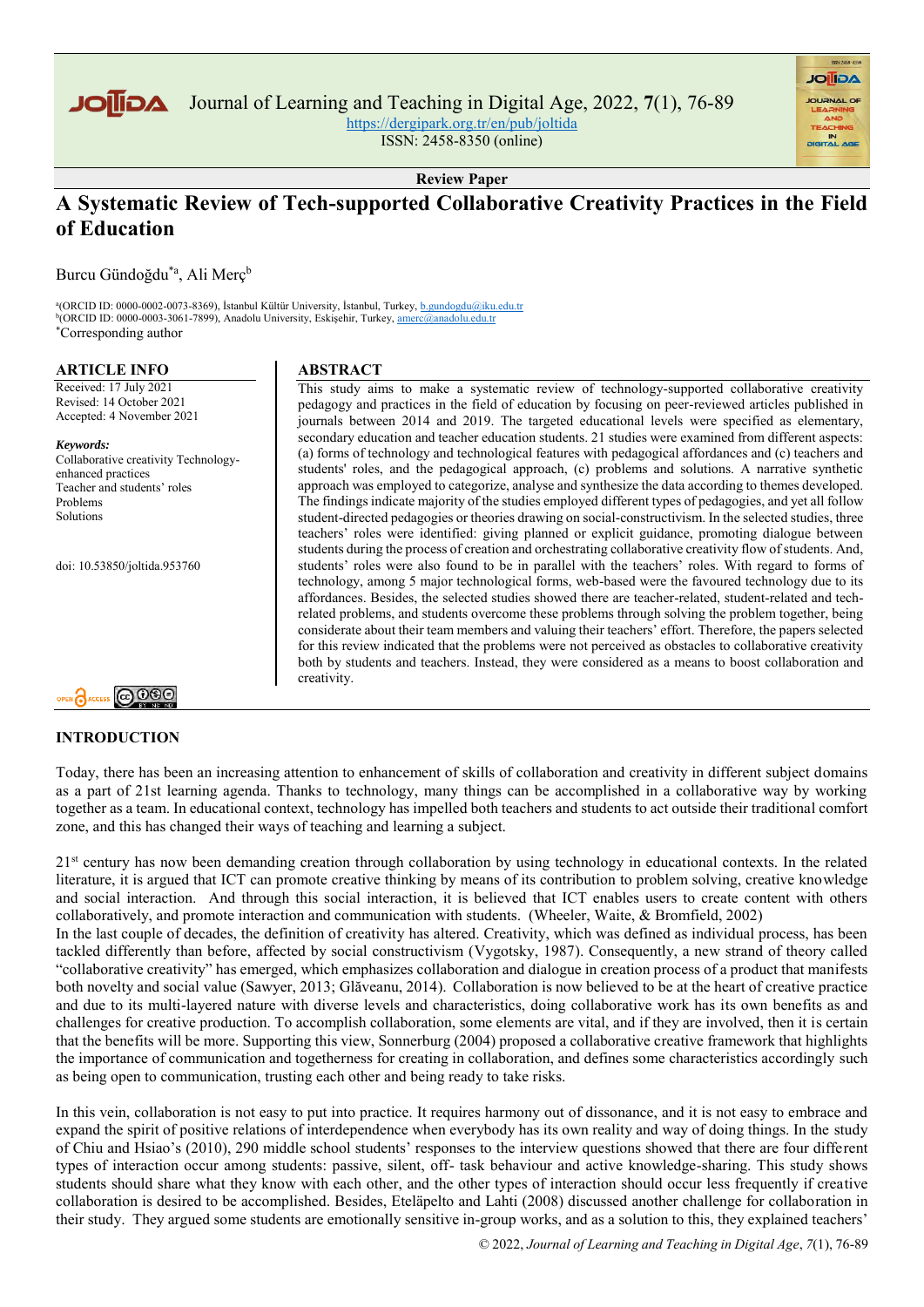Review Paper

# A Systematic Review of Tech-supported Collaborative Creativity Practices in the Field of Education

Burcu Gündoğdu[*a], Ali Merç[b]

[a](ORCID ID: 0000-0002-0073-8369), İstanbul Kültür University, İstanbul, Turkey, b.gundogdu@iku.edu.tr
[b](ORCID ID: 0000-0003-3061-7899), Anadolu University, Eskişehir, Turkey, amerc@anadolu.edu.tr
[*]Corresponding author

## ARTICLE INFO

Received: 17 July 2021
Revised: 14 October 2021
Accepted: 4 November 2021

***Keywords:***
Collaborative creativity Technology-enhanced practices
Teacher and students' roles
Problems
Solutions

doi: 10.53850/joltida.953760

## ABSTRACT

This study aims to make a systematic review of technology-supported collaborative creativity pedagogy and practices in the field of education by focusing on peer-reviewed articles published in journals between 2014 and 2019. The targeted educational levels were specified as elementary, secondary education and teacher education students. 21 studies were examined from different aspects: (a) forms of technology and technological features with pedagogical affordances and (c) teachers and students' roles, and the pedagogical approach, (c) problems and solutions. A narrative synthetic approach was employed to categorize, analyse and synthesize the data according to themes developed. The findings indicate majority of the studies employed different types of pedagogies, and yet all follow student-directed pedagogies or theories drawing on social-constructivism. In the selected studies, three teachers' roles were identified: giving planned or explicit guidance, promoting dialogue between students during the process of creation and orchestrating collaborative creativity flow of students. And, students' roles were also found to be in parallel with the teachers' roles. With regard to forms of technology, among 5 major technological forms, web-based were the favoured technology due to its affordances. Besides, the selected studies showed there are teacher-related, student-related and tech-related problems, and students overcome these problems through solving the problem together, being considerate about their team members and valuing their teachers' effort. Therefore, the papers selected for this review indicated that the problems were not perceived as obstacles to collaborative creativity both by students and teachers. Instead, they were considered as a means to boost collaboration and creativity.

## INTRODUCTION

Today, there has been an increasing attention to enhancement of skills of collaboration and creativity in different subject domains as a part of 21st learning agenda. Thanks to technology, many things can be accomplished in a collaborative way by working together as a team. In educational context, technology has impelled both teachers and students to act outside their traditional comfort zone, and this has changed their ways of teaching and learning a subject.

21st century has now been demanding creation through collaboration by using technology in educational contexts. In the related literature, it is argued that ICT can promote creative thinking by means of its contribution to problem solving, creative knowledge and social interaction. And through this social interaction, it is believed that ICT enables users to create content with others collaboratively, and promote interaction and communication with students. (Wheeler, Waite, & Bromfield, 2002)

In the last couple of decades, the definition of creativity has altered. Creativity, which was defined as individual process, has been tackled differently than before, affected by social constructivism (Vygotsky, 1987). Consequently, a new strand of theory called "collaborative creativity" has emerged, which emphasizes collaboration and dialogue in creation process of a product that manifests both novelty and social value (Sawyer, 2013; Glăveanu, 2014). Collaboration is now believed to be at the heart of creative practice and due to its multi-layered nature with diverse levels and characteristics, doing collaborative work has its own benefits as and challenges for creative production. To accomplish collaboration, some elements are vital, and if they are involved, then it is certain that the benefits will be more. Supporting this view, Sonnerburg (2004) proposed a collaborative creative framework that highlights the importance of communication and togetherness for creating in collaboration, and defines some characteristics accordingly such as being open to communication, trusting each other and being ready to take risks.

In this vein, collaboration is not easy to put into practice. It requires harmony out of dissonance, and it is not easy to embrace and expand the spirit of positive relations of interdependence when everybody has its own reality and way of doing things. In the study of Chiu and Hsiao's (2010), 290 middle school students' responses to the interview questions showed that there are four different types of interaction occur among students: passive, silent, off- task behaviour and active knowledge-sharing. This study shows students should share what they know with each other, and the other types of interaction should occur less frequently if creative collaboration is desired to be accomplished. Besides, Eteläpelto and Lahti (2008) discussed another challenge for collaboration in their study. They argued some students are emotionally sensitive in-group works, and as a solution to this, they explained teachers'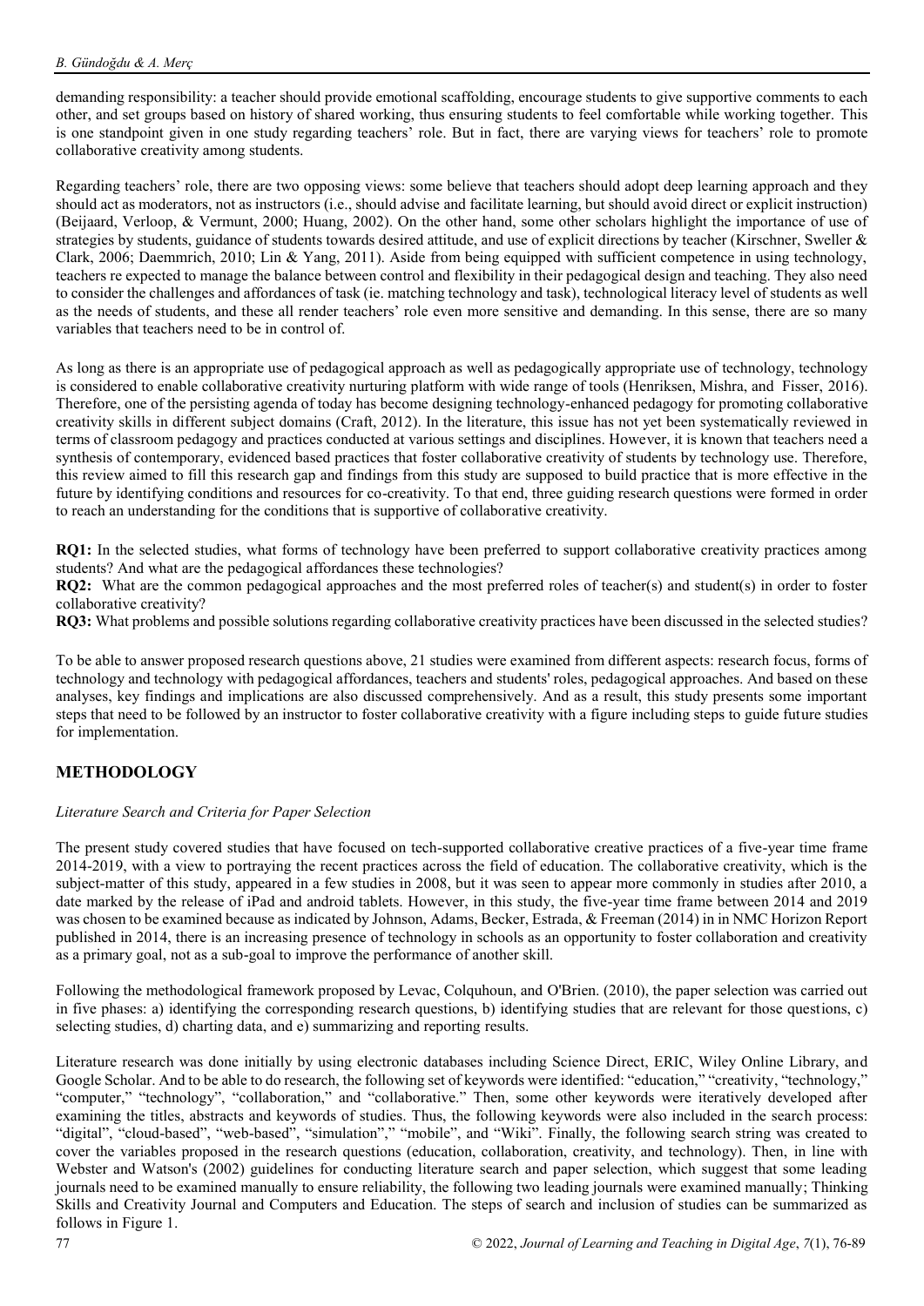demanding responsibility: a teacher should provide emotional scaffolding, encourage students to give supportive comments to each other, and set groups based on history of shared working, thus ensuring students to feel comfortable while working together. This is one standpoint given in one study regarding teachers' role. But in fact, there are varying views for teachers' role to promote collaborative creativity among students.

Regarding teachers' role, there are two opposing views: some believe that teachers should adopt deep learning approach and they should act as moderators, not as instructors (i.e., should advise and facilitate learning, but should avoid direct or explicit instruction) (Beijaard, Verloop, & Vermunt, 2000; Huang, 2002). On the other hand, some other scholars highlight the importance of use of strategies by students, guidance of students towards desired attitude, and use of explicit directions by teacher (Kirschner, Sweller & Clark, 2006; Daemmrich, 2010; Lin & Yang, 2011). Aside from being equipped with sufficient competence in using technology, teachers re expected to manage the balance between control and flexibility in their pedagogical design and teaching. They also need to consider the challenges and affordances of task (ie. matching technology and task), technological literacy level of students as well as the needs of students, and these all render teachers' role even more sensitive and demanding. In this sense, there are so many variables that teachers need to be in control of.

As long as there is an appropriate use of pedagogical approach as well as pedagogically appropriate use of technology, technology is considered to enable collaborative creativity nurturing platform with wide range of tools (Henriksen, Mishra, and Fisser, 2016). Therefore, one of the persisting agenda of today has become designing technology-enhanced pedagogy for promoting collaborative creativity skills in different subject domains (Craft, 2012). In the literature, this issue has not yet been systematically reviewed in terms of classroom pedagogy and practices conducted at various settings and disciplines. However, it is known that teachers need a synthesis of contemporary, evidenced based practices that foster collaborative creativity of students by technology use. Therefore, this review aimed to fill this research gap and findings from this study are supposed to build practice that is more effective in the future by identifying conditions and resources for co-creativity. To that end, three guiding research questions were formed in order to reach an understanding for the conditions that is supportive of collaborative creativity.

**RQ1:** In the selected studies, what forms of technology have been preferred to support collaborative creativity practices among students? And what are the pedagogical affordances these technologies?
**RQ2:** What are the common pedagogical approaches and the most preferred roles of teacher(s) and student(s) in order to foster collaborative creativity?
**RQ3:** What problems and possible solutions regarding collaborative creativity practices have been discussed in the selected studies?

To be able to answer proposed research questions above, 21 studies were examined from different aspects: research focus, forms of technology and technology with pedagogical affordances, teachers and students' roles, pedagogical approaches. And based on these analyses, key findings and implications are also discussed comprehensively. And as a result, this study presents some important steps that need to be followed by an instructor to foster collaborative creativity with a figure including steps to guide future studies for implementation.

## METHODOLOGY

### *Literature Search and Criteria for Paper Selection*

The present study covered studies that have focused on tech-supported collaborative creative practices of a five-year time frame 2014-2019, with a view to portraying the recent practices across the field of education. The collaborative creativity, which is the subject-matter of this study, appeared in a few studies in 2008, but it was seen to appear more commonly in studies after 2010, a date marked by the release of iPad and android tablets. However, in this study, the five-year time frame between 2014 and 2019 was chosen to be examined because as indicated by Johnson, Adams, Becker, Estrada, & Freeman (2014) in in NMC Horizon Report published in 2014, there is an increasing presence of technology in schools as an opportunity to foster collaboration and creativity as a primary goal, not as a sub-goal to improve the performance of another skill.

Following the methodological framework proposed by Levac, Colquhoun, and O'Brien. (2010), the paper selection was carried out in five phases: a) identifying the corresponding research questions, b) identifying studies that are relevant for those questions, c) selecting studies, d) charting data, and e) summarizing and reporting results.

Literature research was done initially by using electronic databases including Science Direct, ERIC, Wiley Online Library, and Google Scholar. And to be able to do research, the following set of keywords were identified: "education," "creativity, "technology," "computer," "technology", "collaboration," and "collaborative." Then, some other keywords were iteratively developed after examining the titles, abstracts and keywords of studies. Thus, the following keywords were also included in the search process: "digital", "cloud-based", "web-based", "simulation"," "mobile", and "Wiki". Finally, the following search string was created to cover the variables proposed in the research questions (education, collaboration, creativity, and technology). Then, in line with Webster and Watson's (2002) guidelines for conducting literature search and paper selection, which suggest that some leading journals need to be examined manually to ensure reliability, the following two leading journals were examined manually; Thinking Skills and Creativity Journal and Computers and Education. The steps of search and inclusion of studies can be summarized as follows in Figure 1.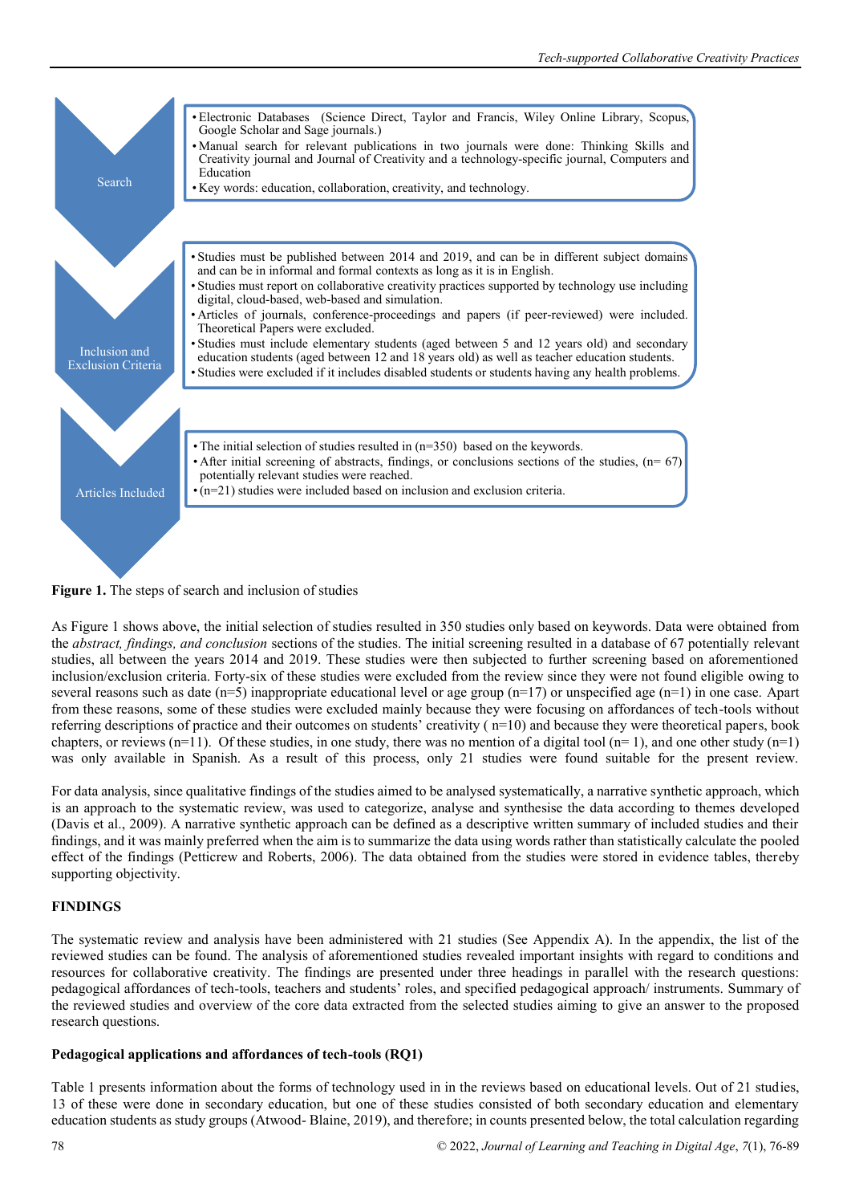**Search**

- Electronic Databases (Science Direct, Taylor and Francis, Wiley Online Library, Scopus, Google Scholar and Sage journals.)
- Manual search for relevant publications in two journals were done: Thinking Skills and Creativity journal and Journal of Creativity and a technology-specific journal, Computers and Education
- Key words: education, collaboration, creativity, and technology.

**Inclusion and Exclusion Criteria**

- Studies must be published between 2014 and 2019, and can be in different subject domains and can be in informal and formal contexts as long as it is in English.
- Studies must report on collaborative creativity practices supported by technology use including digital, cloud-based, web-based and simulation.
- Articles of journals, conference-proceedings and papers (if peer-reviewed) were included. Theoretical Papers were excluded.
- Studies must include elementary students (aged between 5 and 12 years old) and secondary education students (aged between 12 and 18 years old) as well as teacher education students.
- Studies were excluded if it includes disabled students or students having any health problems.

**Articles Included**

- The initial selection of studies resulted in (n=350) based on the keywords.
- After initial screening of abstracts, findings, or conclusions sections of the studies, (n= 67) potentially relevant studies were reached.
- (n=21) studies were included based on inclusion and exclusion criteria.

**Figure 1.** The steps of search and inclusion of studies

As Figure 1 shows above, the initial selection of studies resulted in 350 studies only based on keywords. Data were obtained from the *abstract, findings, and conclusion* sections of the studies. The initial screening resulted in a database of 67 potentially relevant studies, all between the years 2014 and 2019. These studies were then subjected to further screening based on aforementioned inclusion/exclusion criteria. Forty-six of these studies were excluded from the review since they were not found eligible owing to several reasons such as date (n=5) inappropriate educational level or age group (n=17) or unspecified age (n=1) in one case. Apart from these reasons, some of these studies were excluded mainly because they were focusing on affordances of tech-tools without referring descriptions of practice and their outcomes on students' creativity ( n=10) and because they were theoretical papers, book chapters, or reviews (n=11). Of these studies, in one study, there was no mention of a digital tool (n= 1), and one other study (n=1) was only available in Spanish. As a result of this process, only 21 studies were found suitable for the present review.

For data analysis, since qualitative findings of the studies aimed to be analysed systematically, a narrative synthetic approach, which is an approach to the systematic review, was used to categorize, analyse and synthesise the data according to themes developed (Davis et al., 2009). A narrative synthetic approach can be defined as a descriptive written summary of included studies and their findings, and it was mainly preferred when the aim is to summarize the data using words rather than statistically calculate the pooled effect of the findings (Petticrew and Roberts, 2006). The data obtained from the studies were stored in evidence tables, thereby supporting objectivity.

## FINDINGS

The systematic review and analysis have been administered with 21 studies (See Appendix A). In the appendix, the list of the reviewed studies can be found. The analysis of aforementioned studies revealed important insights with regard to conditions and resources for collaborative creativity. The findings are presented under three headings in parallel with the research questions: pedagogical affordances of tech-tools, teachers and students' roles, and specified pedagogical approach/ instruments. Summary of the reviewed studies and overview of the core data extracted from the selected studies aiming to give an answer to the proposed research questions.

### Pedagogical applications and affordances of tech-tools (RQ1)

Table 1 presents information about the forms of technology used in in the reviews based on educational levels. Out of 21 studies, 13 of these were done in secondary education, but one of these studies consisted of both secondary education and elementary education students as study groups (Atwood- Blaine, 2019), and therefore; in counts presented below, the total calculation regarding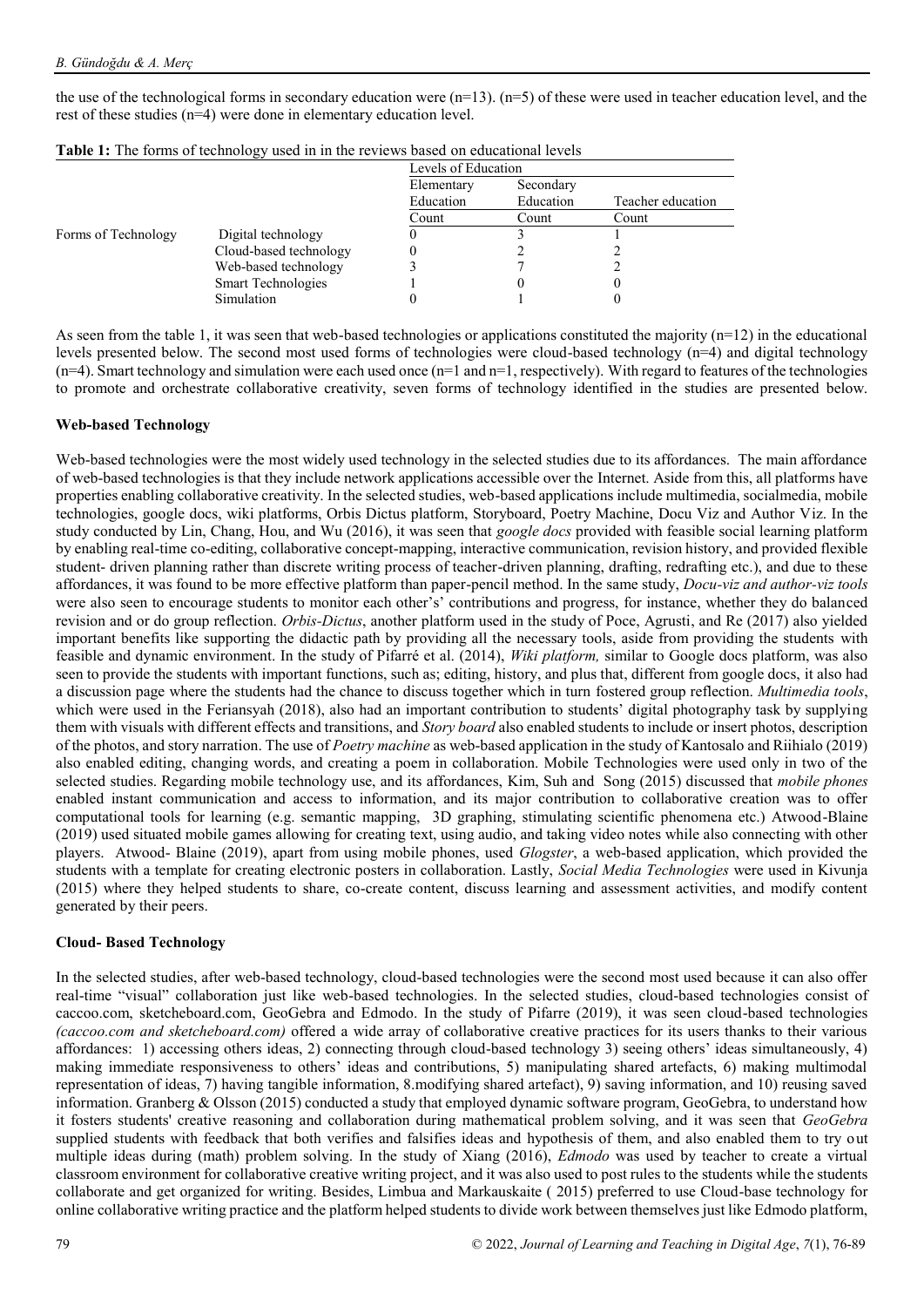the use of the technological forms in secondary education were (n=13). (n=5) of these were used in teacher education level, and the rest of these studies (n=4) were done in elementary education level.

**Table 1:** The forms of technology used in in the reviews based on educational levels

| | | Levels of Education | | |
|---|---|---|---|---|
| | | Elementary Education | Secondary Education | Teacher education |
| | | Count | Count | Count |
| Forms of Technology | Digital technology | 0 | 3 | 1 |
| | Cloud-based technology | 0 | 2 | 2 |
| | Web-based technology | 3 | 7 | 2 |
| | Smart Technologies | 1 | 0 | 0 |
| | Simulation | 0 | 1 | 0 |

As seen from the table 1, it was seen that web-based technologies or applications constituted the majority (n=12) in the educational levels presented below. The second most used forms of technologies were cloud-based technology (n=4) and digital technology (n=4). Smart technology and simulation were each used once (n=1 and n=1, respectively). With regard to features of the technologies to promote and orchestrate collaborative creativity, seven forms of technology identified in the studies are presented below.

### Web-based Technology

Web-based technologies were the most widely used technology in the selected studies due to its affordances. The main affordance of web-based technologies is that they include network applications accessible over the Internet. Aside from this, all platforms have properties enabling collaborative creativity. In the selected studies, web-based applications include multimedia, socialmedia, mobile technologies, google docs, wiki platforms, Orbis Dictus platform, Storyboard, Poetry Machine, Docu Viz and Author Viz. In the study conducted by Lin, Chang, Hou, and Wu (2016), it was seen that *google docs* provided with feasible social learning platform by enabling real-time co-editing, collaborative concept-mapping, interactive communication, revision history, and provided flexible student- driven planning rather than discrete writing process of teacher-driven planning, drafting, redrafting etc.), and due to these affordances, it was found to be more effective platform than paper-pencil method. In the same study, *Docu-viz and author-viz tools* were also seen to encourage students to monitor each other's' contributions and progress, for instance, whether they do balanced revision and or do group reflection. *Orbis-Dictus*, another platform used in the study of Poce, Agrusti, and Re (2017) also yielded important benefits like supporting the didactic path by providing all the necessary tools, aside from providing the students with feasible and dynamic environment. In the study of Pifarré et al. (2014), *Wiki platform,* similar to Google docs platform, was also seen to provide the students with important functions, such as; editing, history, and plus that, different from google docs, it also had a discussion page where the students had the chance to discuss together which in turn fostered group reflection. *Multimedia tools*, which were used in the Feriansyah (2018), also had an important contribution to students' digital photography task by supplying them with visuals with different effects and transitions, and *Story board* also enabled students to include or insert photos, description of the photos, and story narration. The use of *Poetry machine* as web-based application in the study of Kantosalo and Riihialo (2019) also enabled editing, changing words, and creating a poem in collaboration. Mobile Technologies were used only in two of the selected studies. Regarding mobile technology use, and its affordances, Kim, Suh and Song (2015) discussed that *mobile phones* enabled instant communication and access to information, and its major contribution to collaborative creation was to offer computational tools for learning (e.g. semantic mapping, 3D graphing, stimulating scientific phenomena etc.) Atwood-Blaine (2019) used situated mobile games allowing for creating text, using audio, and taking video notes while also connecting with other players. Atwood- Blaine (2019), apart from using mobile phones, used *Glogster*, a web-based application, which provided the students with a template for creating electronic posters in collaboration. Lastly, *Social Media Technologies* were used in Kivunja (2015) where they helped students to share, co-create content, discuss learning and assessment activities, and modify content generated by their peers.

### Cloud- Based Technology

In the selected studies, after web-based technology, cloud-based technologies were the second most used because it can also offer real-time "visual" collaboration just like web-based technologies. In the selected studies, cloud-based technologies consist of caccoo.com, sketcheboard.com, GeoGebra and Edmodo. In the study of Pifarre (2019), it was seen cloud-based technologies *(caccoo.com and sketcheboard.com)* offered a wide array of collaborative creative practices for its users thanks to their various affordances: 1) accessing others ideas, 2) connecting through cloud-based technology 3) seeing others' ideas simultaneously, 4) making immediate responsiveness to others' ideas and contributions, 5) manipulating shared artefacts, 6) making multimodal representation of ideas, 7) having tangible information, 8.modifying shared artefact), 9) saving information, and 10) reusing saved information. Granberg & Olsson (2015) conducted a study that employed dynamic software program, GeoGebra, to understand how it fosters students' creative reasoning and collaboration during mathematical problem solving, and it was seen that *GeoGebra* supplied students with feedback that both verifies and falsifies ideas and hypothesis of them, and also enabled them to try out multiple ideas during (math) problem solving. In the study of Xiang (2016), *Edmodo* was used by teacher to create a virtual classroom environment for collaborative creative writing project, and it was also used to post rules to the students while the students collaborate and get organized for writing. Besides, Limbua and Markauskaite ( 2015) preferred to use Cloud-base technology for online collaborative writing practice and the platform helped students to divide work between themselves just like Edmodo platform,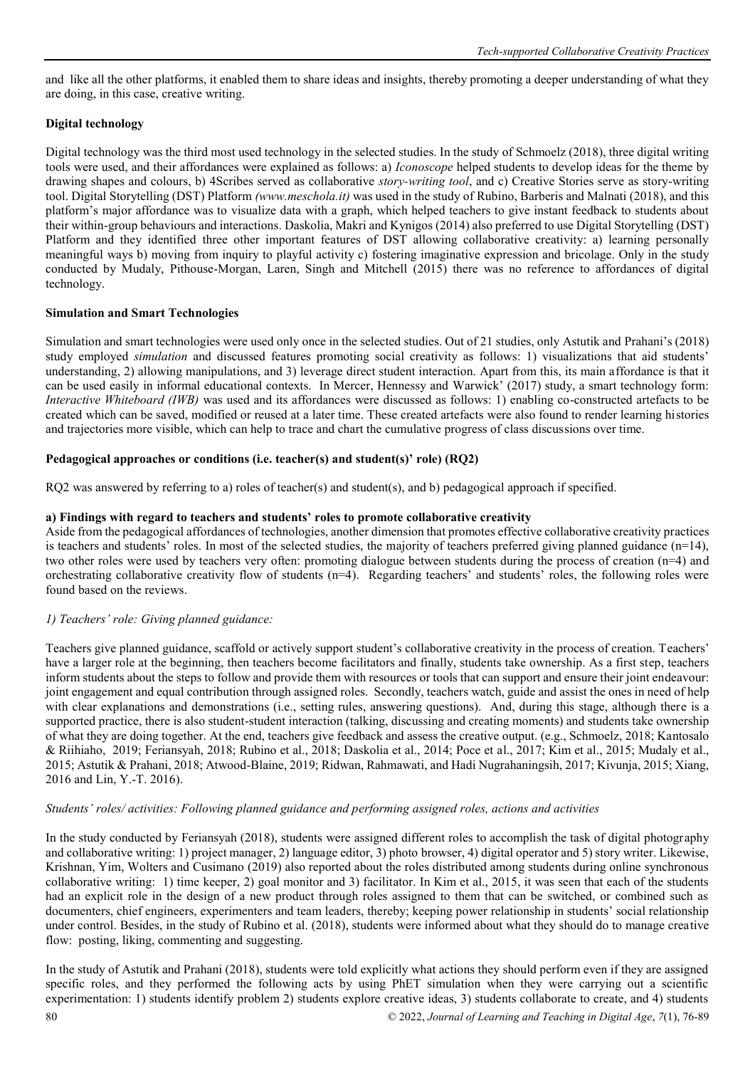and like all the other platforms, it enabled them to share ideas and insights, thereby promoting a deeper understanding of what they are doing, in this case, creative writing.

**Digital technology**

Digital technology was the third most used technology in the selected studies. In the study of Schmoelz (2018), three digital writing tools were used, and their affordances were explained as follows: a) *Iconoscope* helped students to develop ideas for the theme by drawing shapes and colours, b) 4Scribes served as collaborative *story-writing tool*, and c) Creative Stories serve as story-writing tool. Digital Storytelling (DST) Platform *(www.meschola.it)* was used in the study of Rubino, Barberis and Malnati (2018), and this platform's major affordance was to visualize data with a graph, which helped teachers to give instant feedback to students about their within-group behaviours and interactions. Daskolia, Makri and Kynigos (2014) also preferred to use Digital Storytelling (DST) Platform and they identified three other important features of DST allowing collaborative creativity: a) learning personally meaningful ways b) moving from inquiry to playful activity c) fostering imaginative expression and bricolage. Only in the study conducted by Mudaly, Pithouse-Morgan, Laren, Singh and Mitchell (2015) there was no reference to affordances of digital technology.

**Simulation and Smart Technologies**

Simulation and smart technologies were used only once in the selected studies. Out of 21 studies, only Astutik and Prahani's (2018) study employed *simulation* and discussed features promoting social creativity as follows: 1) visualizations that aid students' understanding, 2) allowing manipulations, and 3) leverage direct student interaction. Apart from this, its main affordance is that it can be used easily in informal educational contexts. In Mercer, Hennessy and Warwick' (2017) study, a smart technology form: *Interactive Whiteboard (IWB)* was used and its affordances were discussed as follows: 1) enabling co-constructed artefacts to be created which can be saved, modified or reused at a later time. These created artefacts were also found to render learning histories and trajectories more visible, which can help to trace and chart the cumulative progress of class discussions over time.

**Pedagogical approaches or conditions (i.e. teacher(s) and student(s)' role) (RQ2)**

RQ2 was answered by referring to a) roles of teacher(s) and student(s), and b) pedagogical approach if specified.

**a) Findings with regard to teachers and students' roles to promote collaborative creativity**

Aside from the pedagogical affordances of technologies, another dimension that promotes effective collaborative creativity practices is teachers and students' roles. In most of the selected studies, the majority of teachers preferred giving planned guidance (n=14), two other roles were used by teachers very often: promoting dialogue between students during the process of creation (n=4) and orchestrating collaborative creativity flow of students (n=4). Regarding teachers' and students' roles, the following roles were found based on the reviews.

*1) Teachers' role: Giving planned guidance:*

Teachers give planned guidance, scaffold or actively support student's collaborative creativity in the process of creation. Teachers' have a larger role at the beginning, then teachers become facilitators and finally, students take ownership. As a first step, teachers inform students about the steps to follow and provide them with resources or tools that can support and ensure their joint endeavour: joint engagement and equal contribution through assigned roles. Secondly, teachers watch, guide and assist the ones in need of help with clear explanations and demonstrations (i.e., setting rules, answering questions). And, during this stage, although there is a supported practice, there is also student-student interaction (talking, discussing and creating moments) and students take ownership of what they are doing together. At the end, teachers give feedback and assess the creative output. (e.g., Schmoelz, 2018; Kantosalo & Riihiaho, 2019; Feriansyah, 2018; Rubino et al., 2018; Daskolia et al., 2014; Poce et al., 2017; Kim et al., 2015; Mudaly et al., 2015; Astutik & Prahani, 2018; Atwood-Blaine, 2019; Ridwan, Rahmawati, and Hadi Nugrahaningsih, 2017; Kivunja, 2015; Xiang, 2016 and Lin, Y.-T. 2016).

*Students' roles/ activities: Following planned guidance and performing assigned roles, actions and activities*

In the study conducted by Feriansyah (2018), students were assigned different roles to accomplish the task of digital photography and collaborative writing: 1) project manager, 2) language editor, 3) photo browser, 4) digital operator and 5) story writer. Likewise, Krishnan, Yim, Wolters and Cusimano (2019) also reported about the roles distributed among students during online synchronous collaborative writing: 1) time keeper, 2) goal monitor and 3) facilitator. In Kim et al., 2015, it was seen that each of the students had an explicit role in the design of a new product through roles assigned to them that can be switched, or combined such as documenters, chief engineers, experimenters and team leaders, thereby; keeping power relationship in students' social relationship under control. Besides, in the study of Rubino et al. (2018), students were informed about what they should do to manage creative flow: posting, liking, commenting and suggesting.

In the study of Astutik and Prahani (2018), students were told explicitly what actions they should perform even if they are assigned specific roles, and they performed the following acts by using PhET simulation when they were carrying out a scientific experimentation: 1) students identify problem 2) students explore creative ideas, 3) students collaborate to create, and 4) students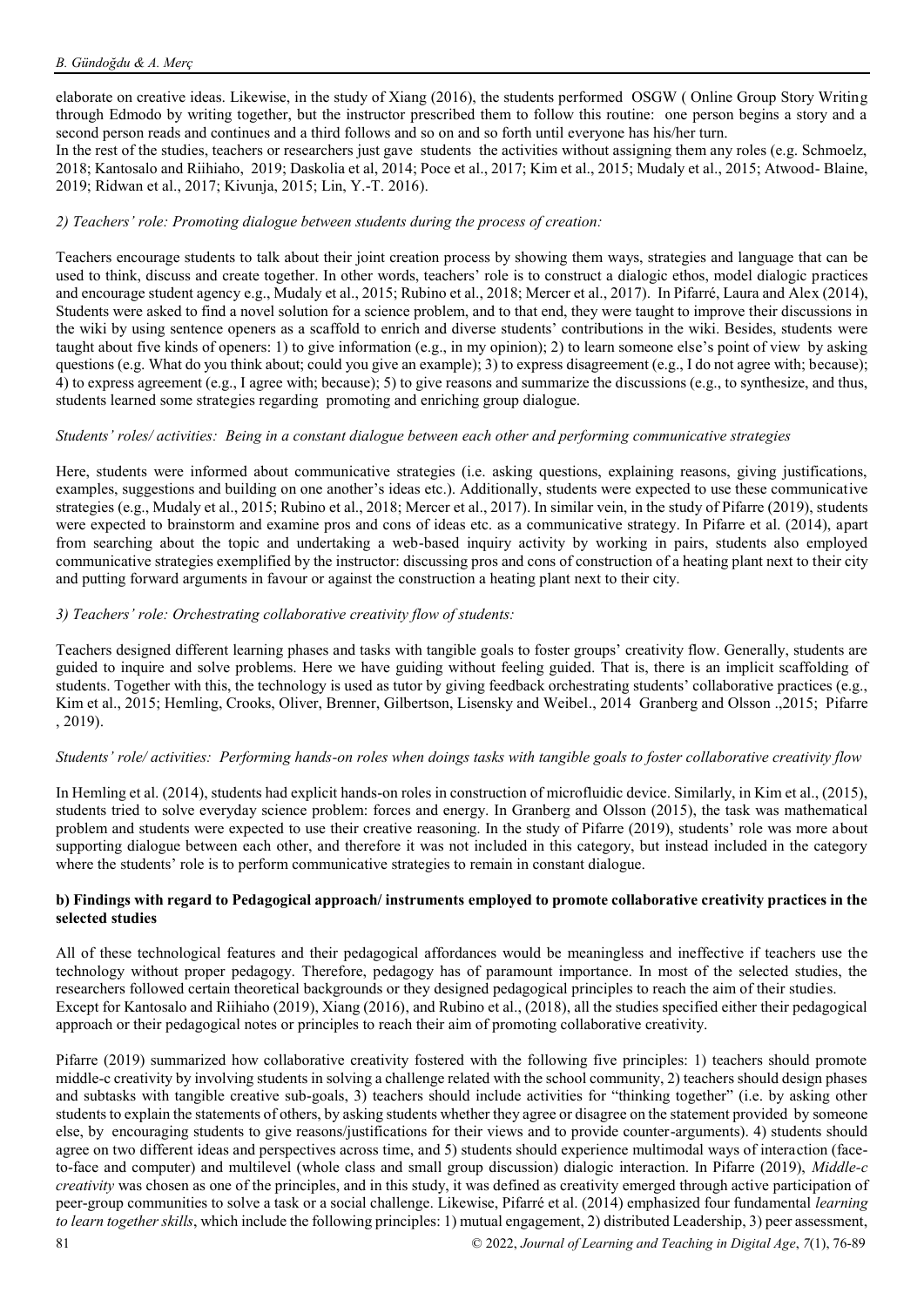elaborate on creative ideas. Likewise, in the study of Xiang (2016), the students performed OSGW ( Online Group Story Writing through Edmodo by writing together, but the instructor prescribed them to follow this routine: one person begins a story and a second person reads and continues and a third follows and so on and so forth until everyone has his/her turn.
In the rest of the studies, teachers or researchers just gave students the activities without assigning them any roles (e.g. Schmoelz, 2018; Kantosalo and Riihiaho, 2019; Daskolia et al, 2014; Poce et al., 2017; Kim et al., 2015; Mudaly et al., 2015; Atwood- Blaine, 2019; Ridwan et al., 2017; Kivunja, 2015; Lin, Y.-T. 2016).

*2) Teachers' role: Promoting dialogue between students during the process of creation:*

Teachers encourage students to talk about their joint creation process by showing them ways, strategies and language that can be used to think, discuss and create together. In other words, teachers' role is to construct a dialogic ethos, model dialogic practices and encourage student agency e.g., Mudaly et al., 2015; Rubino et al., 2018; Mercer et al., 2017). In Pifarré, Laura and Alex (2014), Students were asked to find a novel solution for a science problem, and to that end, they were taught to improve their discussions in the wiki by using sentence openers as a scaffold to enrich and diverse students' contributions in the wiki. Besides, students were taught about five kinds of openers: 1) to give information (e.g., in my opinion); 2) to learn someone else's point of view by asking questions (e.g. What do you think about; could you give an example); 3) to express disagreement (e.g., I do not agree with; because); 4) to express agreement (e.g., I agree with; because); 5) to give reasons and summarize the discussions (e.g., to synthesize, and thus, students learned some strategies regarding promoting and enriching group dialogue.

*Students' roles/ activities: Being in a constant dialogue between each other and performing communicative strategies*

Here, students were informed about communicative strategies (i.e. asking questions, explaining reasons, giving justifications, examples, suggestions and building on one another's ideas etc.). Additionally, students were expected to use these communicative strategies (e.g., Mudaly et al., 2015; Rubino et al., 2018; Mercer et al., 2017). In similar vein, in the study of Pifarre (2019), students were expected to brainstorm and examine pros and cons of ideas etc. as a communicative strategy. In Pifarre et al. (2014), apart from searching about the topic and undertaking a web-based inquiry activity by working in pairs, students also employed communicative strategies exemplified by the instructor: discussing pros and cons of construction of a heating plant next to their city and putting forward arguments in favour or against the construction a heating plant next to their city.

*3) Teachers' role: Orchestrating collaborative creativity flow of students:*

Teachers designed different learning phases and tasks with tangible goals to foster groups' creativity flow. Generally, students are guided to inquire and solve problems. Here we have guiding without feeling guided. That is, there is an implicit scaffolding of students. Together with this, the technology is used as tutor by giving feedback orchestrating students' collaborative practices (e.g., Kim et al., 2015; Hemling, Crooks, Oliver, Brenner, Gilbertson, Lisensky and Weibel., 2014 Granberg and Olsson .,2015; Pifarre , 2019).

*Students' role/ activities: Performing hands-on roles when doings tasks with tangible goals to foster collaborative creativity flow*

In Hemling et al. (2014), students had explicit hands-on roles in construction of microfluidic device. Similarly, in Kim et al., (2015), students tried to solve everyday science problem: forces and energy. In Granberg and Olsson (2015), the task was mathematical problem and students were expected to use their creative reasoning. In the study of Pifarre (2019), students' role was more about supporting dialogue between each other, and therefore it was not included in this category, but instead included in the category where the students' role is to perform communicative strategies to remain in constant dialogue.

**b) Findings with regard to Pedagogical approach/ instruments employed to promote collaborative creativity practices in the selected studies**

All of these technological features and their pedagogical affordances would be meaningless and ineffective if teachers use the technology without proper pedagogy. Therefore, pedagogy has of paramount importance. In most of the selected studies, the researchers followed certain theoretical backgrounds or they designed pedagogical principles to reach the aim of their studies.
Except for Kantosalo and Riihiaho (2019), Xiang (2016), and Rubino et al., (2018), all the studies specified either their pedagogical approach or their pedagogical notes or principles to reach their aim of promoting collaborative creativity.

Pifarre (2019) summarized how collaborative creativity fostered with the following five principles: 1) teachers should promote middle-c creativity by involving students in solving a challenge related with the school community, 2) teachers should design phases and subtasks with tangible creative sub-goals, 3) teachers should include activities for "thinking together" (i.e. by asking other students to explain the statements of others, by asking students whether they agree or disagree on the statement provided by someone else, by encouraging students to give reasons/justifications for their views and to provide counter-arguments). 4) students should agree on two different ideas and perspectives across time, and 5) students should experience multimodal ways of interaction (face-to-face and computer) and multilevel (whole class and small group discussion) dialogic interaction. In Pifarre (2019), *Middle-c creativity* was chosen as one of the principles, and in this study, it was defined as creativity emerged through active participation of peer-group communities to solve a task or a social challenge. Likewise, Pifarré et al. (2014) emphasized four fundamental *learning to learn together skills*, which include the following principles: 1) mutual engagement, 2) distributed Leadership, 3) peer assessment,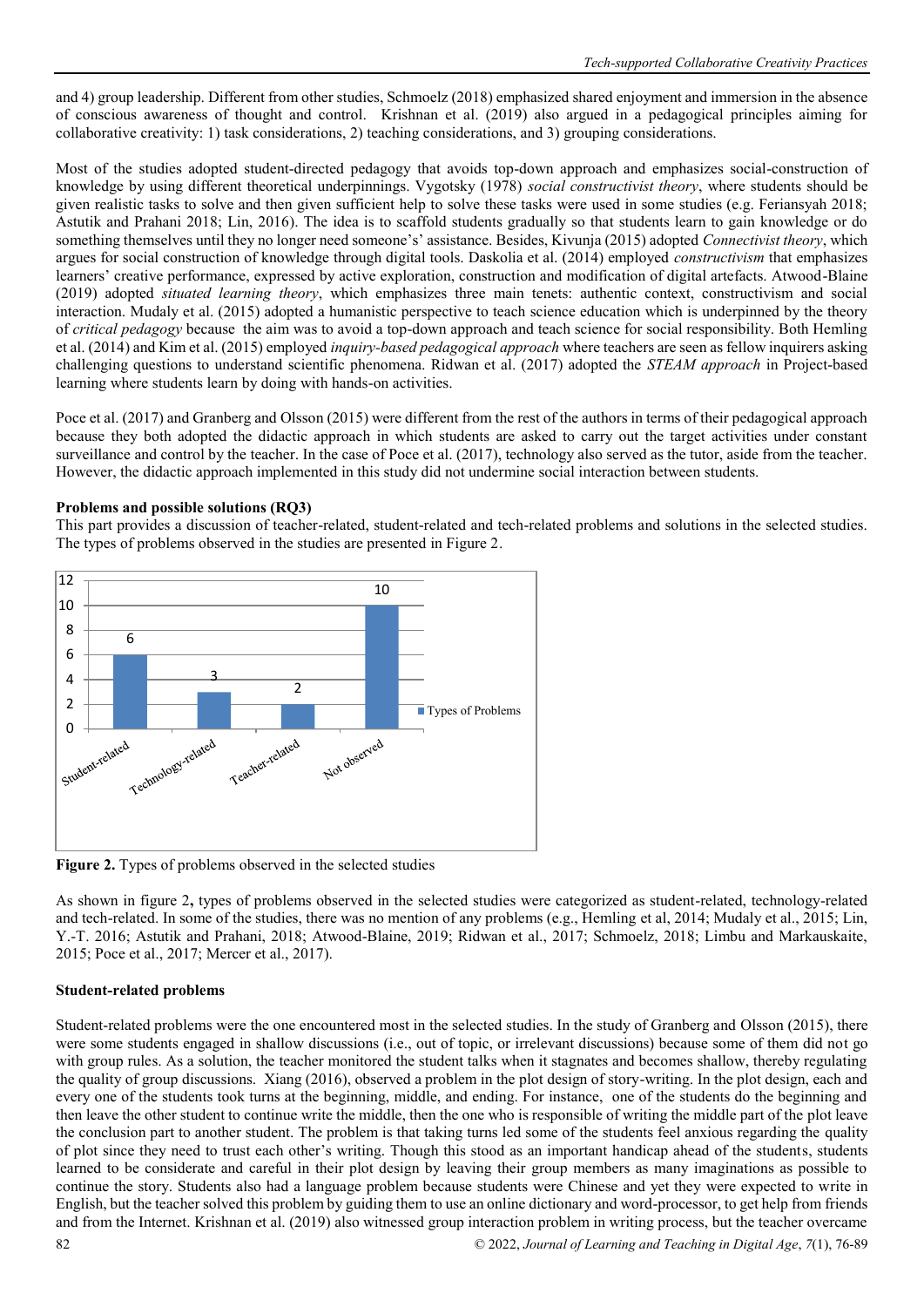and 4) group leadership. Different from other studies, Schmoelz (2018) emphasized shared enjoyment and immersion in the absence of conscious awareness of thought and control. Krishnan et al. (2019) also argued in a pedagogical principles aiming for collaborative creativity: 1) task considerations, 2) teaching considerations, and 3) grouping considerations.

Most of the studies adopted student-directed pedagogy that avoids top-down approach and emphasizes social-construction of knowledge by using different theoretical underpinnings. Vygotsky (1978) *social constructivist theory*, where students should be given realistic tasks to solve and then given sufficient help to solve these tasks were used in some studies (e.g. Feriansyah 2018; Astutik and Prahani 2018; Lin, 2016). The idea is to scaffold students gradually so that students learn to gain knowledge or do something themselves until they no longer need someone's' assistance. Besides, Kivunja (2015) adopted *Connectivist theory*, which argues for social construction of knowledge through digital tools. Daskolia et al. (2014) employed *constructivism* that emphasizes learners' creative performance, expressed by active exploration, construction and modification of digital artefacts. Atwood-Blaine (2019) adopted *situated learning theory*, which emphasizes three main tenets: authentic context, constructivism and social interaction. Mudaly et al. (2015) adopted a humanistic perspective to teach science education which is underpinned by the theory of *critical pedagogy* because the aim was to avoid a top-down approach and teach science for social responsibility. Both Hemling et al. (2014) and Kim et al. (2015) employed *inquiry-based pedagogical approach* where teachers are seen as fellow inquirers asking challenging questions to understand scientific phenomena. Ridwan et al. (2017) adopted the *STEAM approach* in Project-based learning where students learn by doing with hands-on activities.

Poce et al. (2017) and Granberg and Olsson (2015) were different from the rest of the authors in terms of their pedagogical approach because they both adopted the didactic approach in which students are asked to carry out the target activities under constant surveillance and control by the teacher. In the case of Poce et al. (2017), technology also served as the tutor, aside from the teacher. However, the didactic approach implemented in this study did not undermine social interaction between students.

**Problems and possible solutions (RQ3)**

This part provides a discussion of teacher-related, student-related and tech-related problems and solutions in the selected studies. The types of problems observed in the studies are presented in Figure 2.

**Figure 2.** Types of problems observed in the selected studies

As shown in figure 2**,** types of problems observed in the selected studies were categorized as student-related, technology-related and tech-related. In some of the studies, there was no mention of any problems (e.g., Hemling et al, 2014; Mudaly et al., 2015; Lin, Y.-T. 2016; Astutik and Prahani, 2018; Atwood-Blaine, 2019; Ridwan et al., 2017; Schmoelz, 2018; Limbu and Markauskaite, 2015; Poce et al., 2017; Mercer et al., 2017).

**Student-related problems**

Student-related problems were the one encountered most in the selected studies. In the study of Granberg and Olsson (2015), there were some students engaged in shallow discussions (i.e., out of topic, or irrelevant discussions) because some of them did not go with group rules. As a solution, the teacher monitored the student talks when it stagnates and becomes shallow, thereby regulating the quality of group discussions. Xiang (2016), observed a problem in the plot design of story-writing. In the plot design, each and every one of the students took turns at the beginning, middle, and ending. For instance, one of the students do the beginning and then leave the other student to continue write the middle, then the one who is responsible of writing the middle part of the plot leave the conclusion part to another student. The problem is that taking turns led some of the students feel anxious regarding the quality of plot since they need to trust each other's writing. Though this stood as an important handicap ahead of the students, students learned to be considerate and careful in their plot design by leaving their group members as many imaginations as possible to continue the story. Students also had a language problem because students were Chinese and yet they were expected to write in English, but the teacher solved this problem by guiding them to use an online dictionary and word-processor, to get help from friends and from the Internet. Krishnan et al. (2019) also witnessed group interaction problem in writing process, but the teacher overcame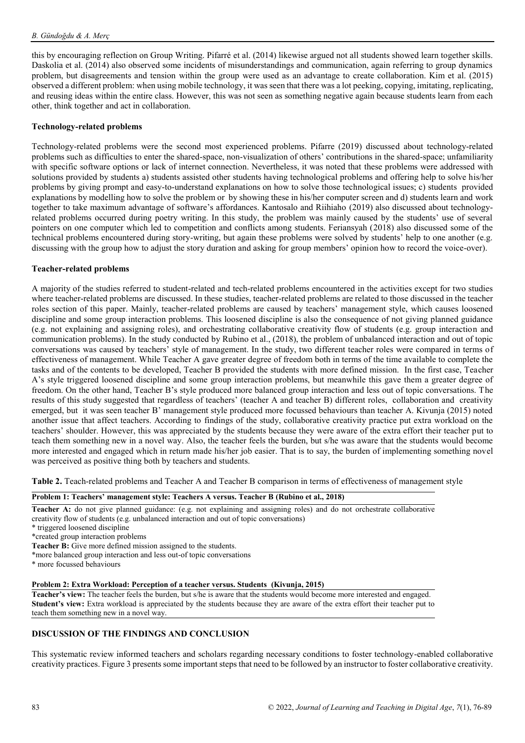this by encouraging reflection on Group Writing. Pifarré et al. (2014) likewise argued not all students showed learn together skills. Daskolia et al. (2014) also observed some incidents of misunderstandings and communication, again referring to group dynamics problem, but disagreements and tension within the group were used as an advantage to create collaboration. Kim et al. (2015) observed a different problem: when using mobile technology, it was seen that there was a lot peeking, copying, imitating, replicating, and reusing ideas within the entire class. However, this was not seen as something negative again because students learn from each other, think together and act in collaboration.

### Technology-related problems

Technology-related problems were the second most experienced problems. Pifarre (2019) discussed about technology-related problems such as difficulties to enter the shared-space, non-visualization of others' contributions in the shared-space; unfamiliarity with specific software options or lack of internet connection. Nevertheless, it was noted that these problems were addressed with solutions provided by students a) students assisted other students having technological problems and offering help to solve his/her problems by giving prompt and easy-to-understand explanations on how to solve those technological issues; c) students provided explanations by modelling how to solve the problem or by showing these in his/her computer screen and d) students learn and work together to take maximum advantage of software's affordances. Kantosalo and Riihiaho (2019) also discussed about technology-related problems occurred during poetry writing. In this study, the problem was mainly caused by the students' use of several pointers on one computer which led to competition and conflicts among students. Feriansyah (2018) also discussed some of the technical problems encountered during story-writing, but again these problems were solved by students' help to one another (e.g. discussing with the group how to adjust the story duration and asking for group members' opinion how to record the voice-over).

### Teacher-related problems

A majority of the studies referred to student-related and tech-related problems encountered in the activities except for two studies where teacher-related problems are discussed. In these studies, teacher-related problems are related to those discussed in the teacher roles section of this paper. Mainly, teacher-related problems are caused by teachers' management style, which causes loosened discipline and some group interaction problems. This loosened discipline is also the consequence of not giving planned guidance (e.g. not explaining and assigning roles), and orchestrating collaborative creativity flow of students (e.g. group interaction and communication problems). In the study conducted by Rubino et al., (2018), the problem of unbalanced interaction and out of topic conversations was caused by teachers' style of management. In the study, two different teacher roles were compared in terms of effectiveness of management. While Teacher A gave greater degree of freedom both in terms of the time available to complete the tasks and of the contents to be developed, Teacher B provided the students with more defined mission. In the first case, Teacher A's style triggered loosened discipline and some group interaction problems, but meanwhile this gave them a greater degree of freedom. On the other hand, Teacher B's style produced more balanced group interaction and less out of topic conversations. The results of this study suggested that regardless of teachers' (teacher A and teacher B) different roles, collaboration and creativity emerged, but it was seen teacher B' management style produced more focussed behaviours than teacher A. Kivunja (2015) noted another issue that affect teachers. According to findings of the study, collaborative creativity practice put extra workload on the teachers' shoulder. However, this was appreciated by the students because they were aware of the extra effort their teacher put to teach them something new in a novel way. Also, the teacher feels the burden, but s/he was aware that the students would become more interested and engaged which in return made his/her job easier. That is to say, the burden of implementing something novel was perceived as positive thing both by teachers and students.

**Table 2.** Teach-related problems and Teacher A and Teacher B comparison in terms of effectiveness of management style

| **Problem 1: Teachers' management style: Teachers A versus. Teacher B (Rubino et al., 2018)** |
|---|
| **Teacher A:** do not give planned guidance: (e.g. not explaining and assigning roles) and do not orchestrate collaborative creativity flow of students (e.g. unbalanced interaction and out of topic conversations)<br>* triggered loosened discipline<br>*created group interaction problems<br>**Teacher B:** Give more defined mission assigned to the students.<br>*more balanced group interaction and less out-of topic conversations<br>* more focussed behaviours |
| **Problem 2: Extra Workload: Perception of a teacher versus. Students (Kivunja, 2015)** |
| **Teacher's view:** The teacher feels the burden, but s/he is aware that the students would become more interested and engaged.<br>**Student's view:** Extra workload is appreciated by the students because they are aware of the extra effort their teacher put to teach them something new in a novel way. |

## DISCUSSION OF THE FINDINGS AND CONCLUSION

This systematic review informed teachers and scholars regarding necessary conditions to foster technology-enabled collaborative creativity practices. Figure 3 presents some important steps that need to be followed by an instructor to foster collaborative creativity.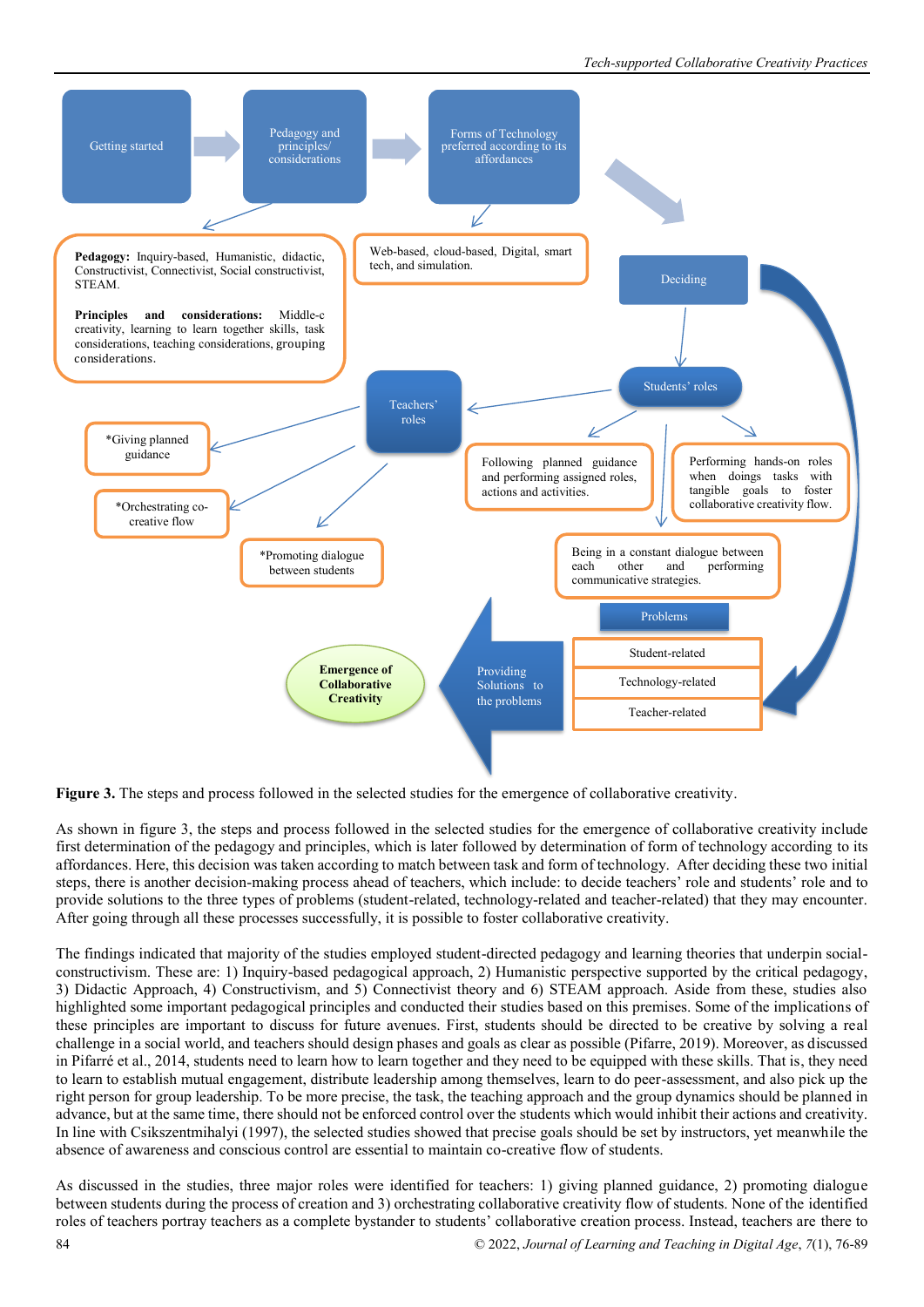Getting started → Pedagogy and principles/ considerations → Forms of Technology preferred according to its affordances → Deciding

**Pedagogy:** Inquiry-based, Humanistic, didactic, Constructivist, Connectivist, Social constructivist, STEAM.

**Principles and considerations:** Middle-c creativity, learning to learn together skills, task considerations, teaching considerations, grouping considerations.

Web-based, cloud-based, Digital, smart tech, and simulation.

Students' roles

- Following planned guidance and performing assigned roles, actions and activities.
- Performing hands-on roles when doings tasks with tangible goals to foster collaborative creativity flow.
- Being in a constant dialogue between each other and performing communicative strategies.

Teachers' roles

- *Giving planned guidance
- *Orchestrating co-creative flow
- *Promoting dialogue between students

Problems

- Student-related
- Technology-related
- Teacher-related

Providing Solutions to the problems

**Emergence of Collaborative Creativity**

**Figure 3.** The steps and process followed in the selected studies for the emergence of collaborative creativity.

As shown in figure 3, the steps and process followed in the selected studies for the emergence of collaborative creativity include first determination of the pedagogy and principles, which is later followed by determination of form of technology according to its affordances. Here, this decision was taken according to match between task and form of technology. After deciding these two initial steps, there is another decision-making process ahead of teachers, which include: to decide teachers' role and students' role and to provide solutions to the three types of problems (student-related, technology-related and teacher-related) that they may encounter. After going through all these processes successfully, it is possible to foster collaborative creativity.

The findings indicated that majority of the studies employed student-directed pedagogy and learning theories that underpin social-constructivism. These are: 1) Inquiry-based pedagogical approach, 2) Humanistic perspective supported by the critical pedagogy, 3) Didactic Approach, 4) Constructivism, and 5) Connectivist theory and 6) STEAM approach. Aside from these, studies also highlighted some important pedagogical principles and conducted their studies based on this premises. Some of the implications of these principles are important to discuss for future avenues. First, students should be directed to be creative by solving a real challenge in a social world, and teachers should design phases and goals as clear as possible (Pifarre, 2019). Moreover, as discussed in Pifarré et al., 2014, students need to learn how to learn together and they need to be equipped with these skills. That is, they need to learn to establish mutual engagement, distribute leadership among themselves, learn to do peer-assessment, and also pick up the right person for group leadership. To be more precise, the task, the teaching approach and the group dynamics should be planned in advance, but at the same time, there should not be enforced control over the students which would inhibit their actions and creativity. In line with Csikszentmihalyi (1997), the selected studies showed that precise goals should be set by instructors, yet meanwhile the absence of awareness and conscious control are essential to maintain co-creative flow of students.

As discussed in the studies, three major roles were identified for teachers: 1) giving planned guidance, 2) promoting dialogue between students during the process of creation and 3) orchestrating collaborative creativity flow of students. None of the identified roles of teachers portray teachers as a complete bystander to students' collaborative creation process. Instead, teachers are there to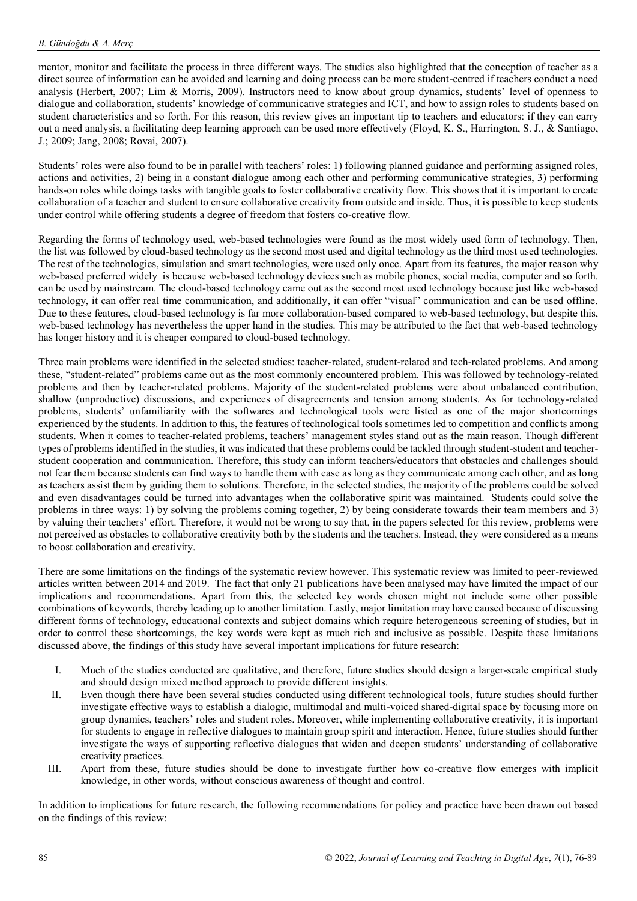mentor, monitor and facilitate the process in three different ways. The studies also highlighted that the conception of teacher as a direct source of information can be avoided and learning and doing process can be more student-centred if teachers conduct a need analysis (Herbert, 2007; Lim & Morris, 2009). Instructors need to know about group dynamics, students' level of openness to dialogue and collaboration, students' knowledge of communicative strategies and ICT, and how to assign roles to students based on student characteristics and so forth. For this reason, this review gives an important tip to teachers and educators: if they can carry out a need analysis, a facilitating deep learning approach can be used more effectively (Floyd, K. S., Harrington, S. J., & Santiago, J.; 2009; Jang, 2008; Rovai, 2007).

Students' roles were also found to be in parallel with teachers' roles: 1) following planned guidance and performing assigned roles, actions and activities, 2) being in a constant dialogue among each other and performing communicative strategies, 3) performing hands-on roles while doings tasks with tangible goals to foster collaborative creativity flow. This shows that it is important to create collaboration of a teacher and student to ensure collaborative creativity from outside and inside. Thus, it is possible to keep students under control while offering students a degree of freedom that fosters co-creative flow.

Regarding the forms of technology used, web-based technologies were found as the most widely used form of technology. Then, the list was followed by cloud-based technology as the second most used and digital technology as the third most used technologies. The rest of the technologies, simulation and smart technologies, were used only once. Apart from its features, the major reason why web-based preferred widely is because web-based technology devices such as mobile phones, social media, computer and so forth. can be used by mainstream. The cloud-based technology came out as the second most used technology because just like web-based technology, it can offer real time communication, and additionally, it can offer "visual" communication and can be used offline. Due to these features, cloud-based technology is far more collaboration-based compared to web-based technology, but despite this, web-based technology has nevertheless the upper hand in the studies. This may be attributed to the fact that web-based technology has longer history and it is cheaper compared to cloud-based technology.

Three main problems were identified in the selected studies: teacher-related, student-related and tech-related problems. And among these, "student-related" problems came out as the most commonly encountered problem. This was followed by technology-related problems and then by teacher-related problems. Majority of the student-related problems were about unbalanced contribution, shallow (unproductive) discussions, and experiences of disagreements and tension among students. As for technology-related problems, students' unfamiliarity with the softwares and technological tools were listed as one of the major shortcomings experienced by the students. In addition to this, the features of technological tools sometimes led to competition and conflicts among students. When it comes to teacher-related problems, teachers' management styles stand out as the main reason. Though different types of problems identified in the studies, it was indicated that these problems could be tackled through student-student and teacher-student cooperation and communication. Therefore, this study can inform teachers/educators that obstacles and challenges should not fear them because students can find ways to handle them with ease as long as they communicate among each other, and as long as teachers assist them by guiding them to solutions. Therefore, in the selected studies, the majority of the problems could be solved and even disadvantages could be turned into advantages when the collaborative spirit was maintained. Students could solve the problems in three ways: 1) by solving the problems coming together, 2) by being considerate towards their team members and 3) by valuing their teachers' effort. Therefore, it would not be wrong to say that, in the papers selected for this review, problems were not perceived as obstacles to collaborative creativity both by the students and the teachers. Instead, they were considered as a means to boost collaboration and creativity.

There are some limitations on the findings of the systematic review however. This systematic review was limited to peer-reviewed articles written between 2014 and 2019. The fact that only 21 publications have been analysed may have limited the impact of our implications and recommendations. Apart from this, the selected key words chosen might not include some other possible combinations of keywords, thereby leading up to another limitation. Lastly, major limitation may have caused because of discussing different forms of technology, educational contexts and subject domains which require heterogeneous screening of studies, but in order to control these shortcomings, the key words were kept as much rich and inclusive as possible. Despite these limitations discussed above, the findings of this study have several important implications for future research:

I. Much of the studies conducted are qualitative, and therefore, future studies should design a larger-scale empirical study and should design mixed method approach to provide different insights.

II. Even though there have been several studies conducted using different technological tools, future studies should further investigate effective ways to establish a dialogic, multimodal and multi-voiced shared-digital space by focusing more on group dynamics, teachers' roles and student roles. Moreover, while implementing collaborative creativity, it is important for students to engage in reflective dialogues to maintain group spirit and interaction. Hence, future studies should further investigate the ways of supporting reflective dialogues that widen and deepen students' understanding of collaborative creativity practices.

III. Apart from these, future studies should be done to investigate further how co-creative flow emerges with implicit knowledge, in other words, without conscious awareness of thought and control.

In addition to implications for future research, the following recommendations for policy and practice have been drawn out based on the findings of this review: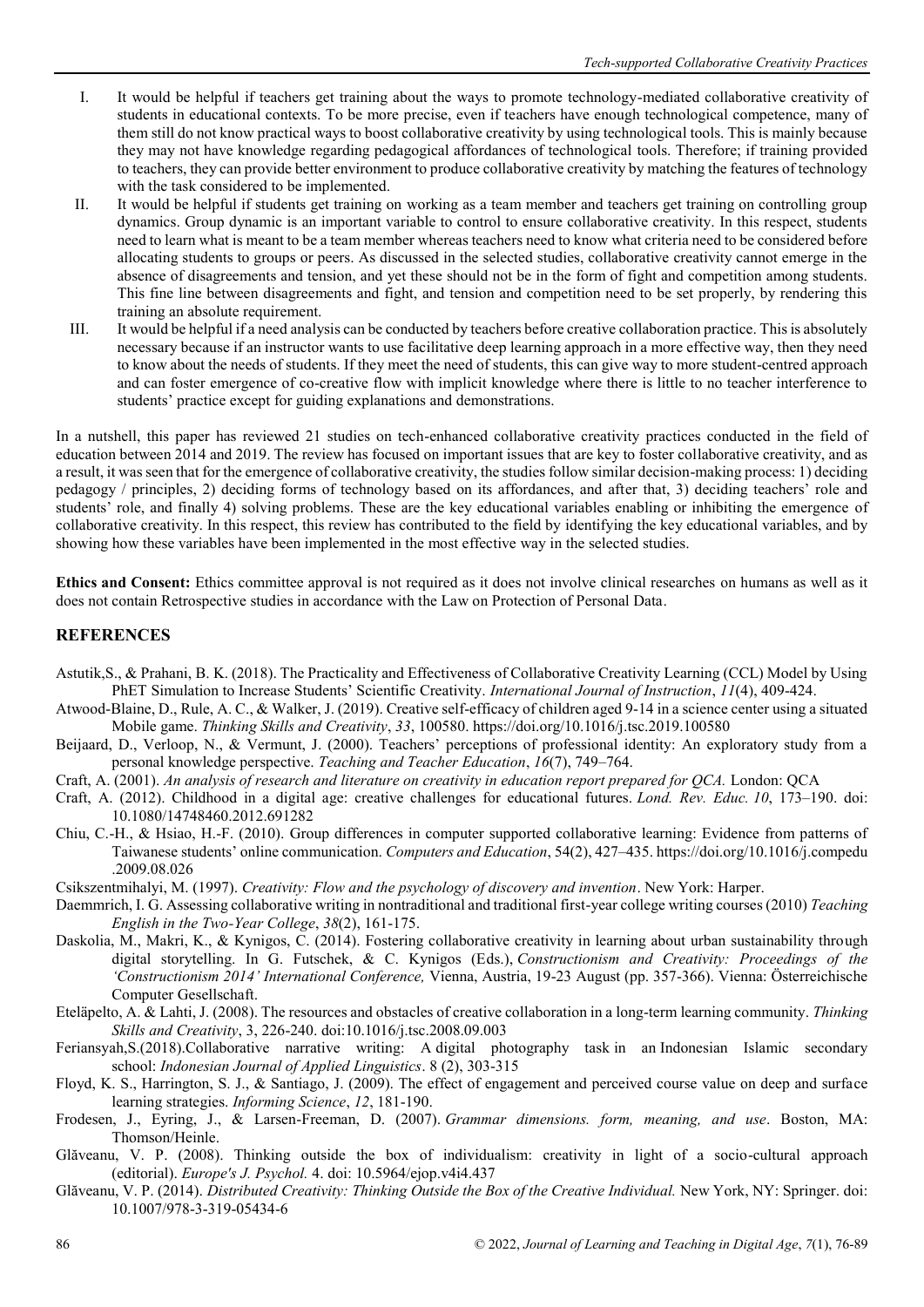I. It would be helpful if teachers get training about the ways to promote technology-mediated collaborative creativity of students in educational contexts. To be more precise, even if teachers have enough technological competence, many of them still do not know practical ways to boost collaborative creativity by using technological tools. This is mainly because they may not have knowledge regarding pedagogical affordances of technological tools. Therefore; if training provided to teachers, they can provide better environment to produce collaborative creativity by matching the features of technology with the task considered to be implemented.

II. It would be helpful if students get training on working as a team member and teachers get training on controlling group dynamics. Group dynamic is an important variable to control to ensure collaborative creativity. In this respect, students need to learn what is meant to be a team member whereas teachers need to know what criteria need to be considered before allocating students to groups or peers. As discussed in the selected studies, collaborative creativity cannot emerge in the absence of disagreements and tension, and yet these should not be in the form of fight and competition among students. This fine line between disagreements and fight, and tension and competition need to be set properly, by rendering this training an absolute requirement.

III. It would be helpful if a need analysis can be conducted by teachers before creative collaboration practice. This is absolutely necessary because if an instructor wants to use facilitative deep learning approach in a more effective way, then they need to know about the needs of students. If they meet the need of students, this can give way to more student-centred approach and can foster emergence of co-creative flow with implicit knowledge where there is little to no teacher interference to students' practice except for guiding explanations and demonstrations.

In a nutshell, this paper has reviewed 21 studies on tech-enhanced collaborative creativity practices conducted in the field of education between 2014 and 2019. The review has focused on important issues that are key to foster collaborative creativity, and as a result, it was seen that for the emergence of collaborative creativity, the studies follow similar decision-making process: 1) deciding pedagogy / principles, 2) deciding forms of technology based on its affordances, and after that, 3) deciding teachers' role and students' role, and finally 4) solving problems. These are the key educational variables enabling or inhibiting the emergence of collaborative creativity. In this respect, this review has contributed to the field by identifying the key educational variables, and by showing how these variables have been implemented in the most effective way in the selected studies.

**Ethics and Consent:** Ethics committee approval is not required as it does not involve clinical researches on humans as well as it does not contain Retrospective studies in accordance with the Law on Protection of Personal Data.

## REFERENCES

Astutik,S., & Prahani, B. K. (2018). The Practicality and Effectiveness of Collaborative Creativity Learning (CCL) Model by Using PhET Simulation to Increase Students' Scientific Creativity. *International Journal of Instruction*, *11*(4), 409-424.

Atwood-Blaine, D., Rule, A. C., & Walker, J. (2019). Creative self-efficacy of children aged 9-14 in a science center using a situated Mobile game. *Thinking Skills and Creativity*, *33*, 100580. https://doi.org/10.1016/j.tsc.2019.100580

Beijaard, D., Verloop, N., & Vermunt, J. (2000). Teachers' perceptions of professional identity: An exploratory study from a personal knowledge perspective. *Teaching and Teacher Education*, *16*(7), 749–764.

Craft, A. (2001). *An analysis of research and literature on creativity in education report prepared for QCA.* London: QCA

Craft, A. (2012). Childhood in a digital age: creative challenges for educational futures. *Lond. Rev. Educ. 10*, 173–190. doi: 10.1080/14748460.2012.691282

Chiu, C.-H., & Hsiao, H.-F. (2010). Group differences in computer supported collaborative learning: Evidence from patterns of Taiwanese students' online communication. *Computers and Education*, 54(2), 427–435. https://doi.org/10.1016/j.compedu.2009.08.026

Csikszentmihalyi, M. (1997). *Creativity: Flow and the psychology of discovery and invention*. New York: Harper.

Daemmrich, I. G. Assessing collaborative writing in nontraditional and traditional first-year college writing courses (2010) *Teaching English in the Two-Year College*, *38*(2), 161-175.

Daskolia, M., Makri, K., & Kynigos, C. (2014). Fostering collaborative creativity in learning about urban sustainability through digital storytelling. In G. Futschek, & C. Kynigos (Eds.), *Constructionism and Creativity: Proceedings of the 'Constructionism 2014' International Conference,* Vienna, Austria, 19-23 August (pp. 357-366). Vienna: Österreichische Computer Gesellschaft.

Eteläpelto, A. & Lahti, J. (2008). The resources and obstacles of creative collaboration in a long-term learning community. *Thinking Skills and Creativity*, 3, 226-240. doi:10.1016/j.tsc.2008.09.003

Feriansyah,S.(2018).Collaborative narrative writing: A digital photography task in an Indonesian Islamic secondary school: *Indonesian Journal of Applied Linguistics*. 8 (2), 303-315

Floyd, K. S., Harrington, S. J., & Santiago, J. (2009). The effect of engagement and perceived course value on deep and surface learning strategies. *Informing Science*, *12*, 181-190.

Frodesen, J., Eyring, J., & Larsen-Freeman, D. (2007). *Grammar dimensions. form, meaning, and use*. Boston, MA: Thomson/Heinle.

Glăveanu, V. P. (2008). Thinking outside the box of individualism: creativity in light of a socio-cultural approach (editorial). *Europe's J. Psychol.* 4. doi: 10.5964/ejop.v4i4.437

Glăveanu, V. P. (2014). *Distributed Creativity: Thinking Outside the Box of the Creative Individual.* New York, NY: Springer. doi: 10.1007/978-3-319-05434-6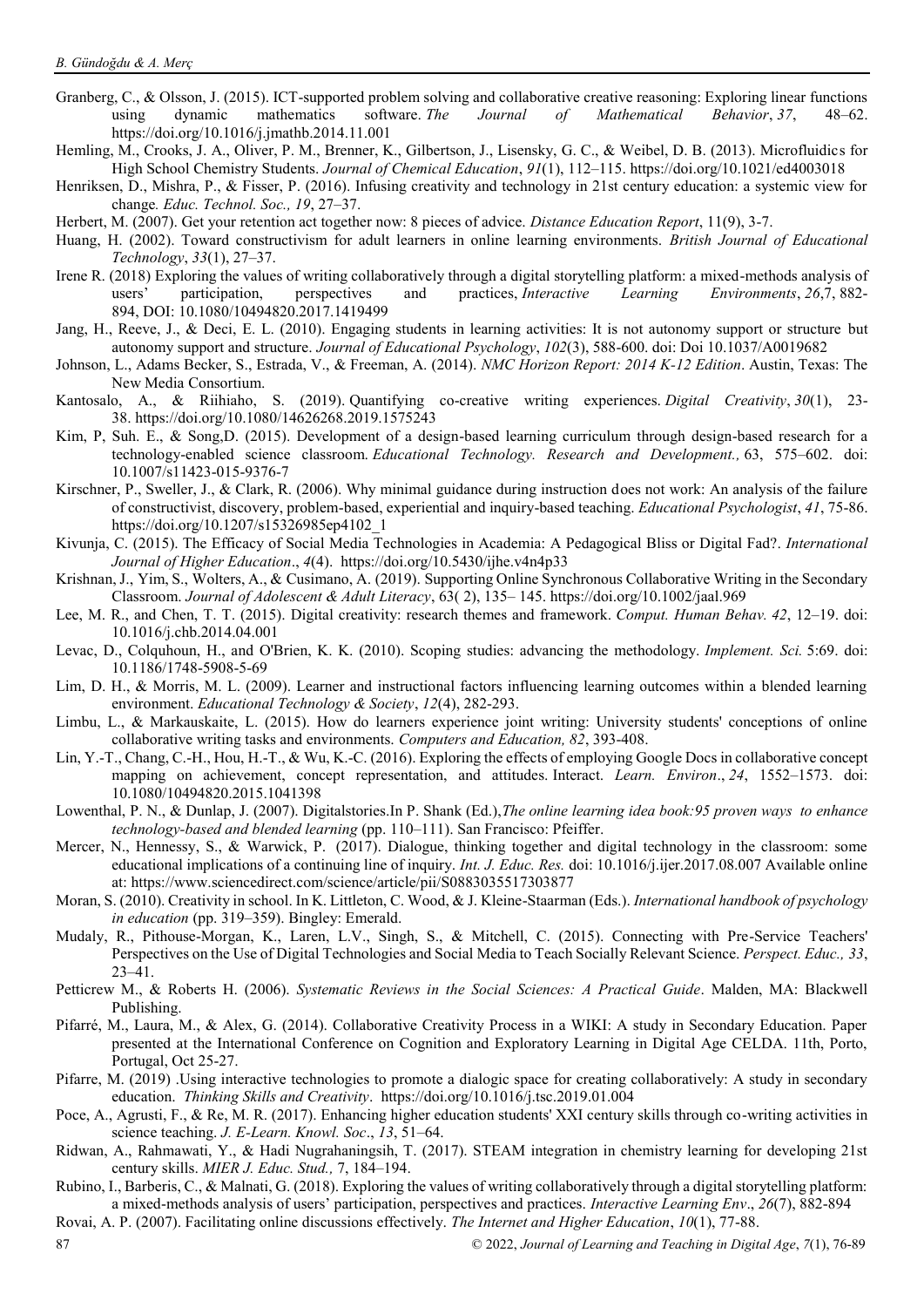Granberg, C., & Olsson, J. (2015). ICT-supported problem solving and collaborative creative reasoning: Exploring linear functions using dynamic mathematics software. *The Journal of Mathematical Behavior*, *37*, 48–62. https://doi.org/10.1016/j.jmathb.2014.11.001

Hemling, M., Crooks, J. A., Oliver, P. M., Brenner, K., Gilbertson, J., Lisensky, G. C., & Weibel, D. B. (2013). Microfluidics for High School Chemistry Students. *Journal of Chemical Education*, *91*(1), 112–115. https://doi.org/10.1021/ed4003018

Henriksen, D., Mishra, P., & Fisser, P. (2016). Infusing creativity and technology in 21st century education: a systemic view for change*. Educ. Technol. Soc., 19*, 27–37.

Herbert, M. (2007). Get your retention act together now: 8 pieces of advice. *Distance Education Report*, 11(9), 3-7.

Huang, H. (2002). Toward constructivism for adult learners in online learning environments. *British Journal of Educational Technology*, *33*(1), 27–37.

Irene R. (2018) Exploring the values of writing collaboratively through a digital storytelling platform: a mixed-methods analysis of users' participation, perspectives and practices, *Interactive Learning Environments*, *26*,7, 882-894, DOI: 10.1080/10494820.2017.1419499

Jang, H., Reeve, J., & Deci, E. L. (2010). Engaging students in learning activities: It is not autonomy support or structure but autonomy support and structure. *Journal of Educational Psychology*, *102*(3), 588-600. doi: Doi 10.1037/A0019682

Johnson, L., Adams Becker, S., Estrada, V., & Freeman, A. (2014). *NMC Horizon Report: 2014 K-12 Edition*. Austin, Texas: The New Media Consortium.

Kantosalo, A., & Riihiaho, S. (2019). Quantifying co-creative writing experiences. *Digital Creativity*, *30*(1), 23-38. https://doi.org/10.1080/14626268.2019.1575243

Kim, P, Suh. E., & Song,D. (2015). Development of a design-based learning curriculum through design-based research for a technology-enabled science classroom. *Educational Technology. Research and Development.,* 63, 575–602. doi: 10.1007/s11423-015-9376-7

Kirschner, P., Sweller, J., & Clark, R. (2006). Why minimal guidance during instruction does not work: An analysis of the failure of constructivist, discovery, problem-based, experiential and inquiry-based teaching. *Educational Psychologist*, *41*, 75-86. https://doi.org/10.1207/s15326985ep4102_1

Kivunja, C. (2015). The Efficacy of Social Media Technologies in Academia: A Pedagogical Bliss or Digital Fad?. *International Journal of Higher Education*., *4*(4). https://doi.org/10.5430/ijhe.v4n4p33

Krishnan, J., Yim, S., Wolters, A., & Cusimano, A. (2019). Supporting Online Synchronous Collaborative Writing in the Secondary Classroom. *Journal of Adolescent & Adult Literacy*, 63( 2), 135– 145. https://doi.org/10.1002/jaal.969

Lee, M. R., and Chen, T. T. (2015). Digital creativity: research themes and framework. *Comput. Human Behav. 42*, 12–19. doi: 10.1016/j.chb.2014.04.001

Levac, D., Colquhoun, H., and O'Brien, K. K. (2010). Scoping studies: advancing the methodology. *Implement. Sci.* 5:69. doi: 10.1186/1748-5908-5-69

Lim, D. H., & Morris, M. L. (2009). Learner and instructional factors influencing learning outcomes within a blended learning environment. *Educational Technology & Society*, *12*(4), 282-293.

Limbu, L., & Markauskaite, L. (2015). How do learners experience joint writing: University students' conceptions of online collaborative writing tasks and environments. *Computers and Education, 82*, 393-408.

Lin, Y.-T., Chang, C.-H., Hou, H.-T., & Wu, K.-C. (2016). Exploring the effects of employing Google Docs in collaborative concept mapping on achievement, concept representation, and attitudes. Interact. *Learn. Environ*., *24*, 1552–1573. doi: 10.1080/10494820.2015.1041398

Lowenthal, P. N., & Dunlap, J. (2007). Digitalstories.In P. Shank (Ed.),*The online learning idea book:95 proven ways to enhance technology-based and blended learning* (pp. 110–111). San Francisco: Pfeiffer.

Mercer, N., Hennessy, S., & Warwick, P. (2017). Dialogue, thinking together and digital technology in the classroom: some educational implications of a continuing line of inquiry. *Int. J. Educ. Res.* doi: 10.1016/j.ijer.2017.08.007 Available online at: https://www.sciencedirect.com/science/article/pii/S0883035517303877

Moran, S. (2010). Creativity in school. In K. Littleton, C. Wood, & J. Kleine-Staarman (Eds.). *International handbook of psychology in education* (pp. 319–359). Bingley: Emerald.

Mudaly, R., Pithouse-Morgan, K., Laren, L.V., Singh, S., & Mitchell, C. (2015). Connecting with Pre-Service Teachers' Perspectives on the Use of Digital Technologies and Social Media to Teach Socially Relevant Science. *Perspect. Educ., 33*, 23–41.

Petticrew M., & Roberts H. (2006). *Systematic Reviews in the Social Sciences: A Practical Guide*. Malden, MA: Blackwell Publishing.

Pifarré, M., Laura, M., & Alex, G. (2014). Collaborative Creativity Process in a WIKI: A study in Secondary Education. Paper presented at the International Conference on Cognition and Exploratory Learning in Digital Age CELDA. 11th, Porto, Portugal, Oct 25-27.

Pifarre, M. (2019) .Using interactive technologies to promote a dialogic space for creating collaboratively: A study in secondary education. *Thinking Skills and Creativity*. https://doi.org/10.1016/j.tsc.2019.01.004

Poce, A., Agrusti, F., & Re, M. R. (2017). Enhancing higher education students' XXI century skills through co-writing activities in science teaching. *J. E-Learn. Knowl. Soc*., *13*, 51–64.

Ridwan, A., Rahmawati, Y., & Hadi Nugrahaningsih, T. (2017). STEAM integration in chemistry learning for developing 21st century skills. *MIER J. Educ. Stud.,* 7, 184–194.

Rubino, I., Barberis, C., & Malnati, G. (2018). Exploring the values of writing collaboratively through a digital storytelling platform: a mixed-methods analysis of users' participation, perspectives and practices. *Interactive Learning Env*., *26*(7), 882-894

Rovai, A. P. (2007). Facilitating online discussions effectively. *The Internet and Higher Education*, *10*(1), 77-88.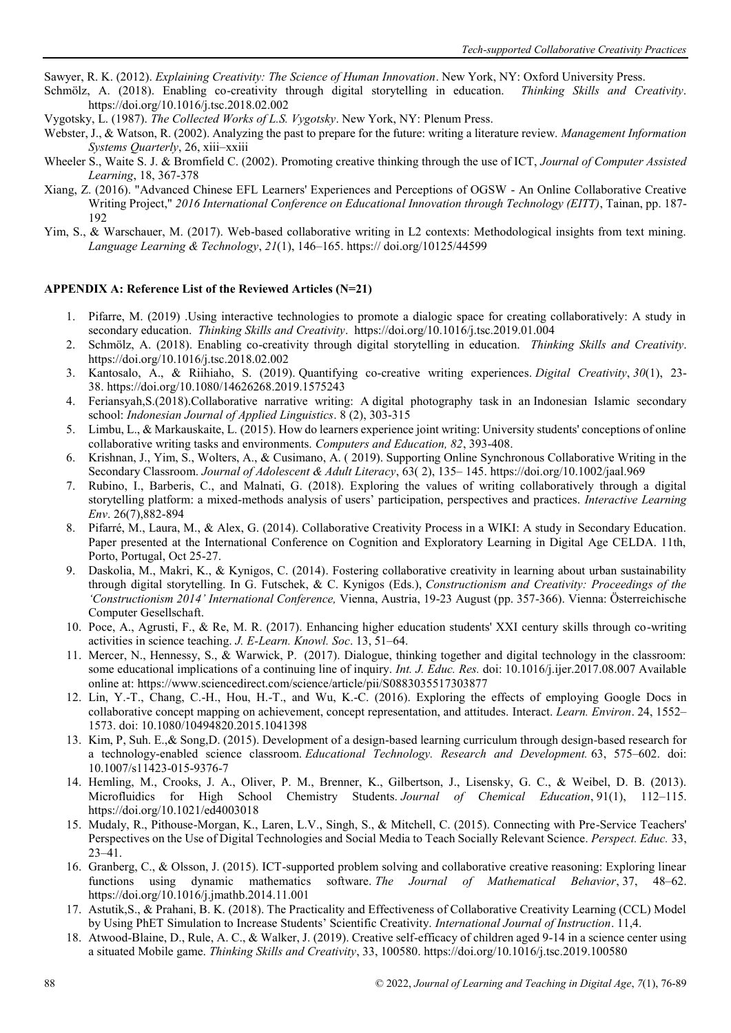Sawyer, R. K. (2012). *Explaining Creativity: The Science of Human Innovation*. New York, NY: Oxford University Press.

Schmölz, A. (2018). Enabling co-creativity through digital storytelling in education. *Thinking Skills and Creativity*. https://doi.org/10.1016/j.tsc.2018.02.002

Vygotsky, L. (1987). *The Collected Works of L.S. Vygotsky*. New York, NY: Plenum Press.

Webster, J., & Watson, R. (2002). Analyzing the past to prepare for the future: writing a literature review. *Management Information Systems Quarterly*, 26, xiii–xxiii

Wheeler S., Waite S. J. & Bromfield C. (2002). Promoting creative thinking through the use of ICT, *Journal of Computer Assisted Learning*, 18, 367-378

Xiang, Z. (2016). "Advanced Chinese EFL Learners' Experiences and Perceptions of OGSW - An Online Collaborative Creative Writing Project," *2016 International Conference on Educational Innovation through Technology (EITT)*, Tainan, pp. 187-192

Yim, S., & Warschauer, M. (2017). Web-based collaborative writing in L2 contexts: Methodological insights from text mining. *Language Learning & Technology*, *21*(1), 146–165. https:// doi.org/10125/44599

**APPENDIX A: Reference List of the Reviewed Articles (N=21)**

1. Pifarre, M. (2019) .Using interactive technologies to promote a dialogic space for creating collaboratively: A study in secondary education. *Thinking Skills and Creativity*. https://doi.org/10.1016/j.tsc.2019.01.004
2. Schmölz, A. (2018). Enabling co-creativity through digital storytelling in education. *Thinking Skills and Creativity*. https://doi.org/10.1016/j.tsc.2018.02.002
3. Kantosalo, A., & Riihiaho, S. (2019). Quantifying co-creative writing experiences. *Digital Creativity*, *30*(1), 23-38. https://doi.org/10.1080/14626268.2019.1575243
4. Feriansyah,S.(2018).Collaborative narrative writing: A digital photography task in an Indonesian Islamic secondary school: *Indonesian Journal of Applied Linguistics*. 8 (2), 303-315
5. Limbu, L., & Markauskaite, L. (2015). How do learners experience joint writing: University students' conceptions of online collaborative writing tasks and environments. *Computers and Education, 82*, 393-408.
6. Krishnan, J., Yim, S., Wolters, A., & Cusimano, A. ( 2019). Supporting Online Synchronous Collaborative Writing in the Secondary Classroom. *Journal of Adolescent & Adult Literacy*, 63( 2), 135– 145. https://doi.org/10.1002/jaal.969
7. Rubino, I., Barberis, C., and Malnati, G. (2018). Exploring the values of writing collaboratively through a digital storytelling platform: a mixed-methods analysis of users' participation, perspectives and practices. *Interactive Learning Env*. 26(7),882-894
8. Pifarré, M., Laura, M., & Alex, G. (2014). Collaborative Creativity Process in a WIKI: A study in Secondary Education. Paper presented at the International Conference on Cognition and Exploratory Learning in Digital Age CELDA. 11th, Porto, Portugal, Oct 25-27.
9. Daskolia, M., Makri, K., & Kynigos, C. (2014). Fostering collaborative creativity in learning about urban sustainability through digital storytelling. In G. Futschek, & C. Kynigos (Eds.), *Constructionism and Creativity: Proceedings of the 'Constructionism 2014' International Conference,* Vienna, Austria, 19-23 August (pp. 357-366). Vienna: Österreichische Computer Gesellschaft.
10. Poce, A., Agrusti, F., & Re, M. R. (2017). Enhancing higher education students' XXI century skills through co-writing activities in science teaching. *J. E-Learn. Knowl. Soc*. 13, 51–64.
11. Mercer, N., Hennessy, S., & Warwick, P. (2017). Dialogue, thinking together and digital technology in the classroom: some educational implications of a continuing line of inquiry. *Int. J. Educ. Res.* doi: 10.1016/j.ijer.2017.08.007 Available online at: https://www.sciencedirect.com/science/article/pii/S0883035517303877
12. Lin, Y.-T., Chang, C.-H., Hou, H.-T., and Wu, K.-C. (2016). Exploring the effects of employing Google Docs in collaborative concept mapping on achievement, concept representation, and attitudes. Interact. *Learn. Environ*. 24, 1552–1573. doi: 10.1080/10494820.2015.1041398
13. Kim, P, Suh. E.,& Song,D. (2015). Development of a design-based learning curriculum through design-based research for a technology-enabled science classroom. *Educational Technology. Research and Development.* 63, 575–602. doi: 10.1007/s11423-015-9376-7
14. Hemling, M., Crooks, J. A., Oliver, P. M., Brenner, K., Gilbertson, J., Lisensky, G. C., & Weibel, D. B. (2013). Microfluidics for High School Chemistry Students. *Journal of Chemical Education*, 91(1), 112–115. https://doi.org/10.1021/ed4003018
15. Mudaly, R., Pithouse-Morgan, K., Laren, L.V., Singh, S., & Mitchell, C. (2015). Connecting with Pre-Service Teachers' Perspectives on the Use of Digital Technologies and Social Media to Teach Socially Relevant Science. *Perspect. Educ.* 33, 23–41.
16. Granberg, C., & Olsson, J. (2015). ICT-supported problem solving and collaborative creative reasoning: Exploring linear functions using dynamic mathematics software. *The Journal of Mathematical Behavior*, 37, 48–62. https://doi.org/10.1016/j.jmathb.2014.11.001
17. Astutik,S., & Prahani, B. K. (2018). The Practicality and Effectiveness of Collaborative Creativity Learning (CCL) Model by Using PhET Simulation to Increase Students' Scientific Creativity. *International Journal of Instruction*. 11,4.
18. Atwood-Blaine, D., Rule, A. C., & Walker, J. (2019). Creative self-efficacy of children aged 9-14 in a science center using a situated Mobile game. *Thinking Skills and Creativity*, 33, 100580. https://doi.org/10.1016/j.tsc.2019.100580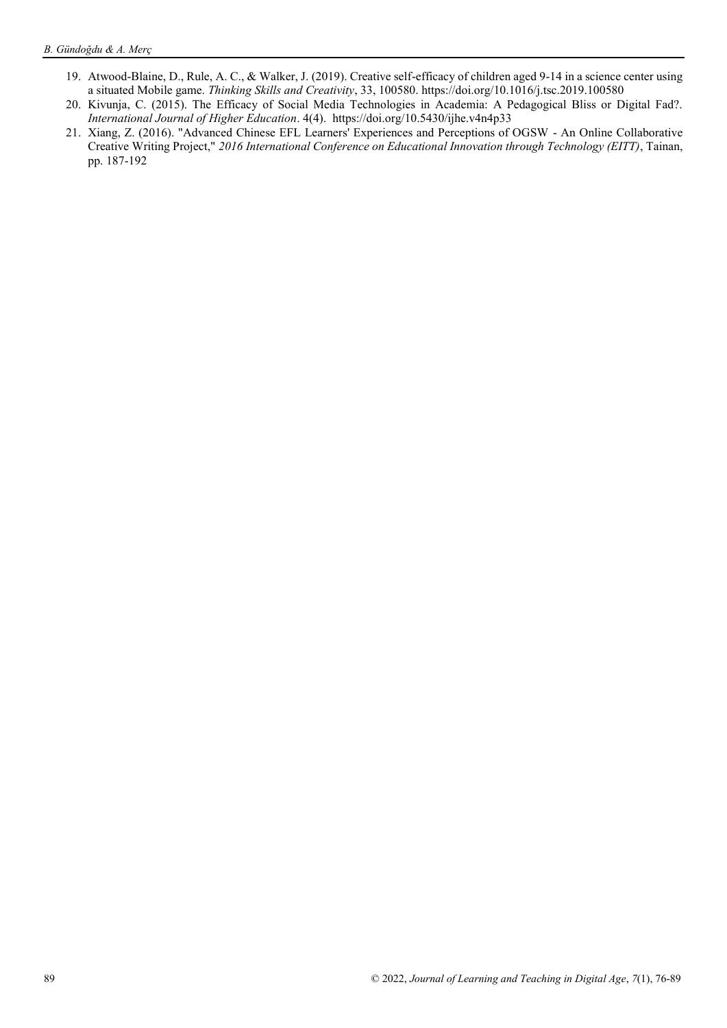19. Atwood-Blaine, D., Rule, A. C., & Walker, J. (2019). Creative self-efficacy of children aged 9-14 in a science center using a situated Mobile game. *Thinking Skills and Creativity*, 33, 100580. https://doi.org/10.1016/j.tsc.2019.100580
20. Kivunja, C. (2015). The Efficacy of Social Media Technologies in Academia: A Pedagogical Bliss or Digital Fad?. *International Journal of Higher Education*. 4(4). https://doi.org/10.5430/ijhe.v4n4p33
21. Xiang, Z. (2016). "Advanced Chinese EFL Learners' Experiences and Perceptions of OGSW - An Online Collaborative Creative Writing Project," *2016 International Conference on Educational Innovation through Technology (EITT)*, Tainan, pp. 187-192